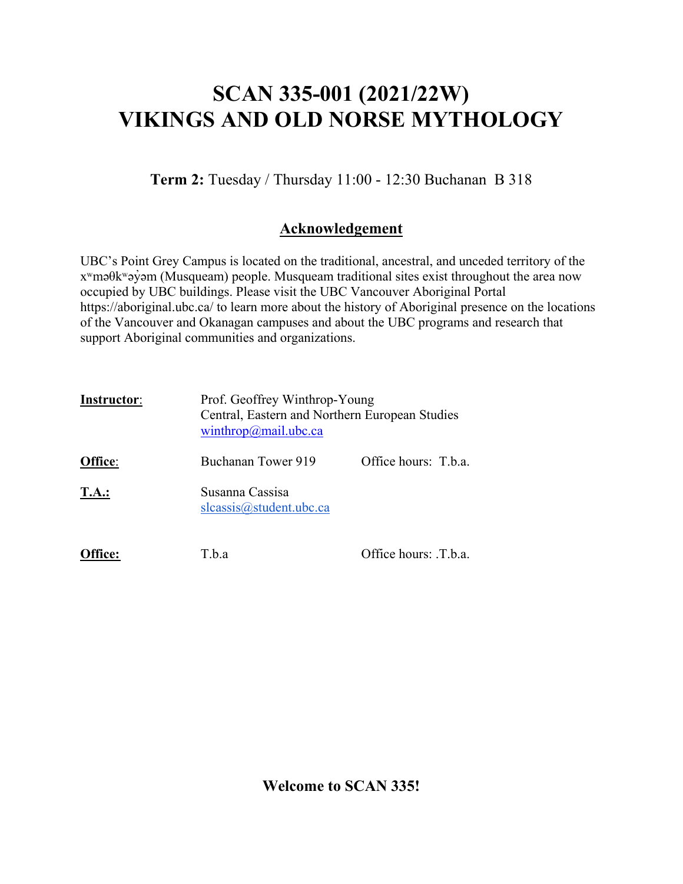# SCAN 335-001 (2021/22W)
# VIKINGS AND OLD NORSE MYTHOLOGY

**Term 2:** Tuesday / Thursday 11:00 - 12:30 Buchanan B 318

## Acknowledgement

UBC's Point Grey Campus is located on the traditional, ancestral, and unceded territory of the xʷməθkʷəy̓əm (Musqueam) people. Musqueam traditional sites exist throughout the area now occupied by UBC buildings. Please visit the UBC Vancouver Aboriginal Portal https://aboriginal.ubc.ca/ to learn more about the history of Aboriginal presence on the locations of the Vancouver and Okanagan campuses and about the UBC programs and research that support Aboriginal communities and organizations.

**Instructor**: Prof. Geoffrey Winthrop-Young
Central, Eastern and Northern European Studies
winthrop@mail.ubc.ca

**Office**: Buchanan Tower 919 Office hours: T.b.a.

**T.A.:** Susanna Cassisa
slcassis@student.ubc.ca

**Office:** T.b.a Office hours: .T.b.a.

**Welcome to SCAN 335!**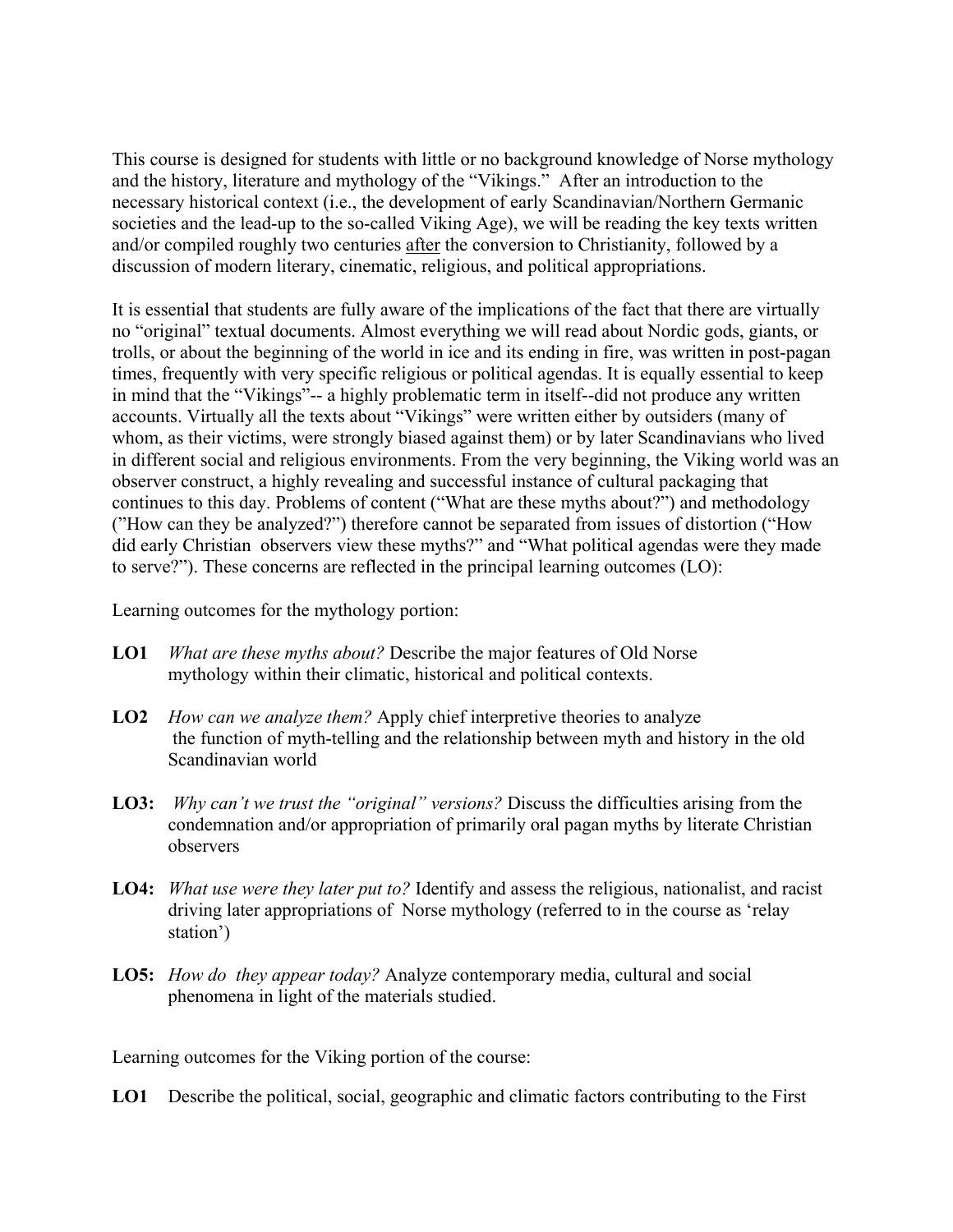This course is designed for students with little or no background knowledge of Norse mythology and the history, literature and mythology of the "Vikings." After an introduction to the necessary historical context (i.e., the development of early Scandinavian/Northern Germanic societies and the lead-up to the so-called Viking Age), we will be reading the key texts written and/or compiled roughly two centuries <u>after</u> the conversion to Christianity, followed by a discussion of modern literary, cinematic, religious, and political appropriations.

It is essential that students are fully aware of the implications of the fact that there are virtually no "original" textual documents. Almost everything we will read about Nordic gods, giants, or trolls, or about the beginning of the world in ice and its ending in fire, was written in post-pagan times, frequently with very specific religious or political agendas. It is equally essential to keep in mind that the "Vikings"-- a highly problematic term in itself--did not produce any written accounts. Virtually all the texts about "Vikings" were written either by outsiders (many of whom, as their victims, were strongly biased against them) or by later Scandinavians who lived in different social and religious environments. From the very beginning, the Viking world was an observer construct, a highly revealing and successful instance of cultural packaging that continues to this day. Problems of content ("What are these myths about?") and methodology ("How can they be analyzed?") therefore cannot be separated from issues of distortion ("How did early Christian observers view these myths?" and "What political agendas were they made to serve?"). These concerns are reflected in the principal learning outcomes (LO):

Learning outcomes for the mythology portion:

**LO1** *What are these myths about?* Describe the major features of Old Norse mythology within their climatic, historical and political contexts.

**LO2** *How can we analyze them?* Apply chief interpretive theories to analyze the function of myth-telling and the relationship between myth and history in the old Scandinavian world

**LO3:** *Why can't we trust the "original" versions?* Discuss the difficulties arising from the condemnation and/or appropriation of primarily oral pagan myths by literate Christian observers

**LO4:** *What use were they later put to?* Identify and assess the religious, nationalist, and racist driving later appropriations of Norse mythology (referred to in the course as 'relay station')

**LO5:** *How do they appear today?* Analyze contemporary media, cultural and social phenomena in light of the materials studied.

Learning outcomes for the Viking portion of the course:

**LO1** Describe the political, social, geographic and climatic factors contributing to the First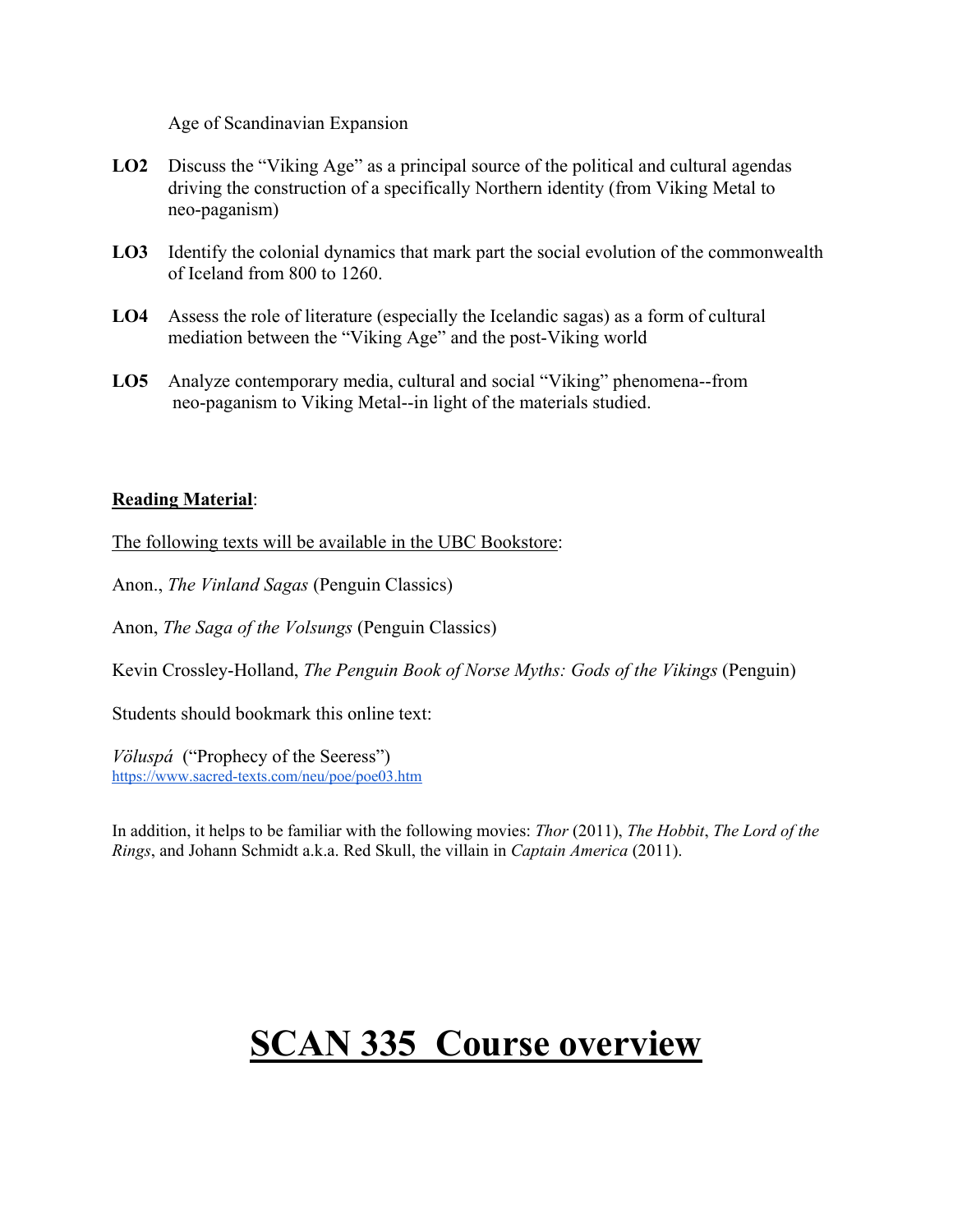Age of Scandinavian Expansion

**LO2** Discuss the "Viking Age" as a principal source of the political and cultural agendas driving the construction of a specifically Northern identity (from Viking Metal to neo-paganism)

**LO3** Identify the colonial dynamics that mark part the social evolution of the commonwealth of Iceland from 800 to 1260.

**LO4** Assess the role of literature (especially the Icelandic sagas) as a form of cultural mediation between the "Viking Age" and the post-Viking world

**LO5** Analyze contemporary media, cultural and social "Viking" phenomena--from neo-paganism to Viking Metal--in light of the materials studied.

**Reading Material**:

The following texts will be available in the UBC Bookstore:

Anon., *The Vinland Sagas* (Penguin Classics)

Anon, *The Saga of the Volsungs* (Penguin Classics)

Kevin Crossley-Holland, *The Penguin Book of Norse Myths: Gods of the Vikings* (Penguin)

Students should bookmark this online text:

*Völuspá* ("Prophecy of the Seeress")
https://www.sacred-texts.com/neu/poe/poe03.htm

In addition, it helps to be familiar with the following movies: *Thor* (2011), *The Hobbit*, *The Lord of the Rings*, and Johann Schmidt a.k.a. Red Skull, the villain in *Captain America* (2011).

# SCAN 335 Course overview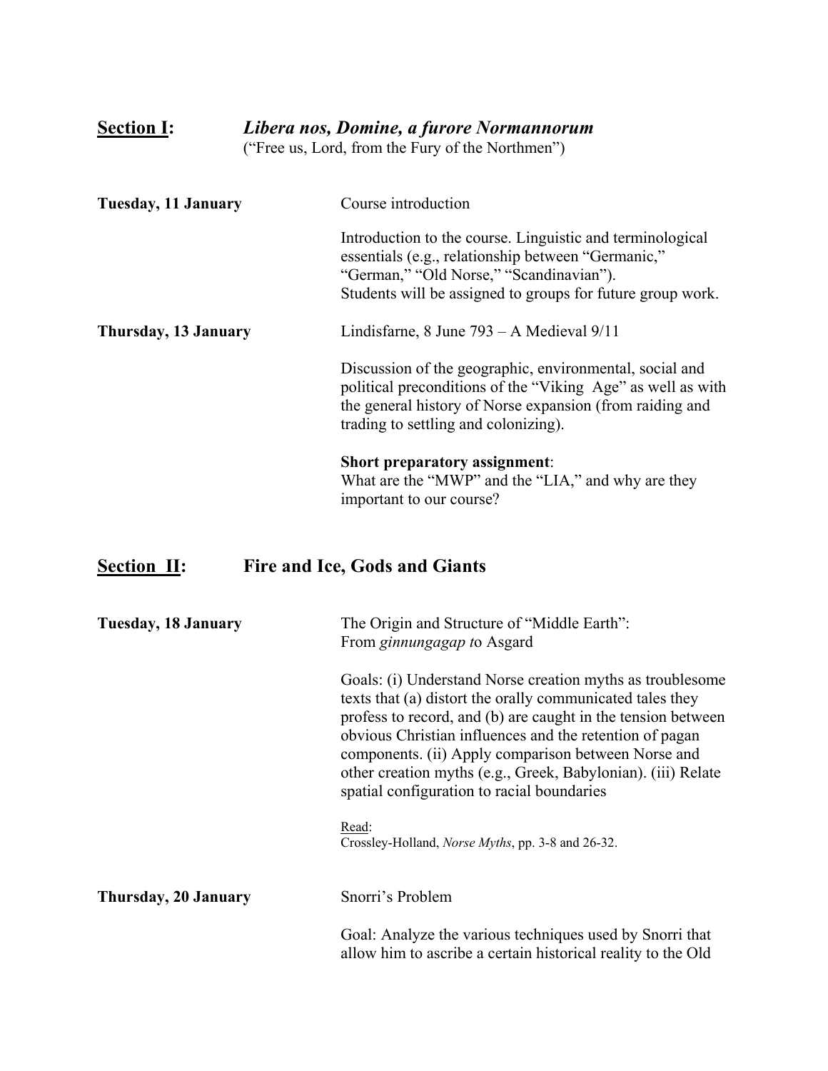## **<u>Section I</u>:** *Libera nos, Domine, a furore Normannorum*

("Free us, Lord, from the Fury of the Northmen")

**Tuesday, 11 January**

Course introduction

Introduction to the course. Linguistic and terminological essentials (e.g., relationship between "Germanic," "German," "Old Norse," "Scandinavian").
Students will be assigned to groups for future group work.

**Thursday, 13 January**

Lindisfarne, 8 June 793 – A Medieval 9/11

Discussion of the geographic, environmental, social and political preconditions of the "Viking Age" as well as with the general history of Norse expansion (from raiding and trading to settling and colonizing).

**Short preparatory assignment**:
What are the "MWP" and the "LIA," and why are they important to our course?

## **<u>Section II</u>:** **Fire and Ice, Gods and Giants**

**Tuesday, 18 January**

The Origin and Structure of "Middle Earth": From *ginnungagap t*o Asgard

Goals: (i) Understand Norse creation myths as troublesome texts that (a) distort the orally communicated tales they profess to record, and (b) are caught in the tension between obvious Christian influences and the retention of pagan components. (ii) Apply comparison between Norse and other creation myths (e.g., Greek, Babylonian). (iii) Relate spatial configuration to racial boundaries

<u>Read</u>:
Crossley-Holland, *Norse Myths*, pp. 3-8 and 26-32.

**Thursday, 20 January**

Snorri's Problem

Goal: Analyze the various techniques used by Snorri that allow him to ascribe a certain historical reality to the Old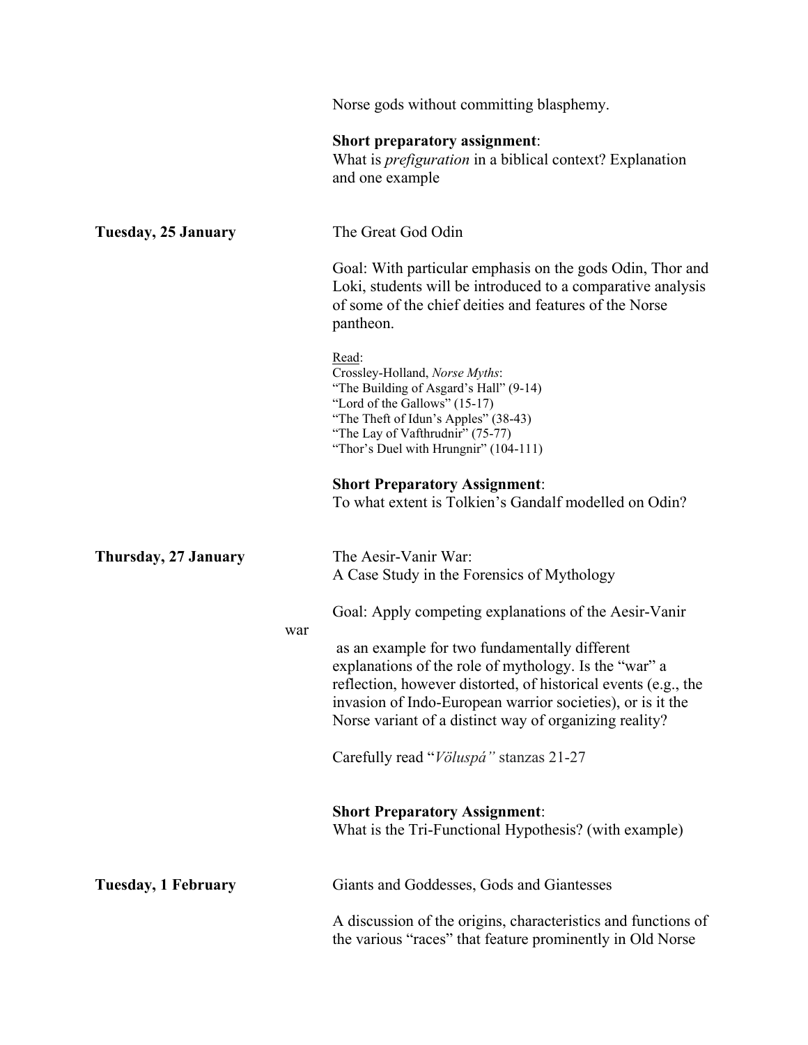Norse gods without committing blasphemy.

**Short preparatory assignment**:
What is *prefiguration* in a biblical context? Explanation and one example

**Tuesday, 25 January**

The Great God Odin

Goal: With particular emphasis on the gods Odin, Thor and Loki, students will be introduced to a comparative analysis of some of the chief deities and features of the Norse pantheon.

Read:
Crossley-Holland, *Norse Myths*:
"The Building of Asgard's Hall" (9-14)
"Lord of the Gallows" (15-17)
"The Theft of Idun's Apples" (38-43)
"The Lay of Vafthrudnir" (75-77)
"Thor's Duel with Hrungnir" (104-111)

**Short Preparatory Assignment**:
To what extent is Tolkien's Gandalf modelled on Odin?

**Thursday, 27 January**

The Aesir-Vanir War:
A Case Study in the Forensics of Mythology

Goal: Apply competing explanations of the Aesir-Vanir war as an example for two fundamentally different explanations of the role of mythology. Is the "war" a reflection, however distorted, of historical events (e.g., the invasion of Indo-European warrior societies), or is it the Norse variant of a distinct way of organizing reality?

Carefully read "*Völuspá"* stanzas 21-27

**Short Preparatory Assignment**:
What is the Tri-Functional Hypothesis? (with example)

**Tuesday, 1 February**

Giants and Goddesses, Gods and Giantesses

A discussion of the origins, characteristics and functions of the various "races" that feature prominently in Old Norse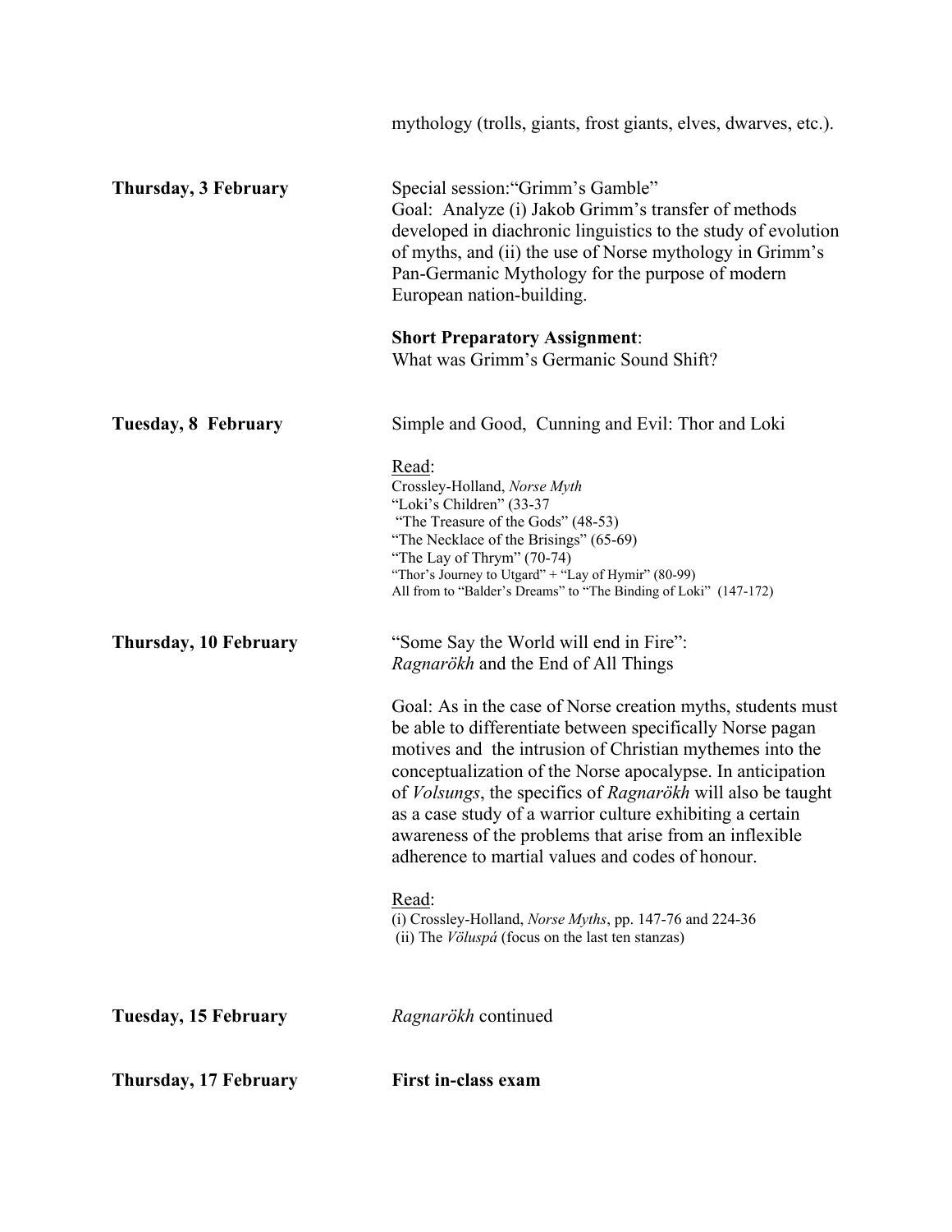mythology (trolls, giants, frost giants, elves, dwarves, etc.).

**Thursday, 3 February**

Special session:"Grimm's Gamble"
Goal: Analyze (i) Jakob Grimm's transfer of methods developed in diachronic linguistics to the study of evolution of myths, and (ii) the use of Norse mythology in Grimm's Pan-Germanic Mythology for the purpose of modern European nation-building.

**Short Preparatory Assignment**:
What was Grimm's Germanic Sound Shift?

**Tuesday, 8 February**

Simple and Good, Cunning and Evil: Thor and Loki

Read:
Crossley-Holland, *Norse Myth*
"Loki's Children" (33-37
"The Treasure of the Gods" (48-53)
"The Necklace of the Brisings" (65-69)
"The Lay of Thrym" (70-74)
"Thor's Journey to Utgard" + "Lay of Hymir" (80-99)
All from to "Balder's Dreams" to "The Binding of Loki" (147-172)

**Thursday, 10 February**

"Some Say the World will end in Fire":
*Ragnarökh* and the End of All Things

Goal: As in the case of Norse creation myths, students must be able to differentiate between specifically Norse pagan motives and the intrusion of Christian mythemes into the conceptualization of the Norse apocalypse. In anticipation of *Volsungs*, the specifics of *Ragnarökh* will also be taught as a case study of a warrior culture exhibiting a certain awareness of the problems that arise from an inflexible adherence to martial values and codes of honour.

Read:
(i) Crossley-Holland, *Norse Myths*, pp. 147-76 and 224-36
(ii) The *Völuspá* (focus on the last ten stanzas)

**Tuesday, 15 February**

*Ragnarökh* continued

**Thursday, 17 February**

**First in-class exam**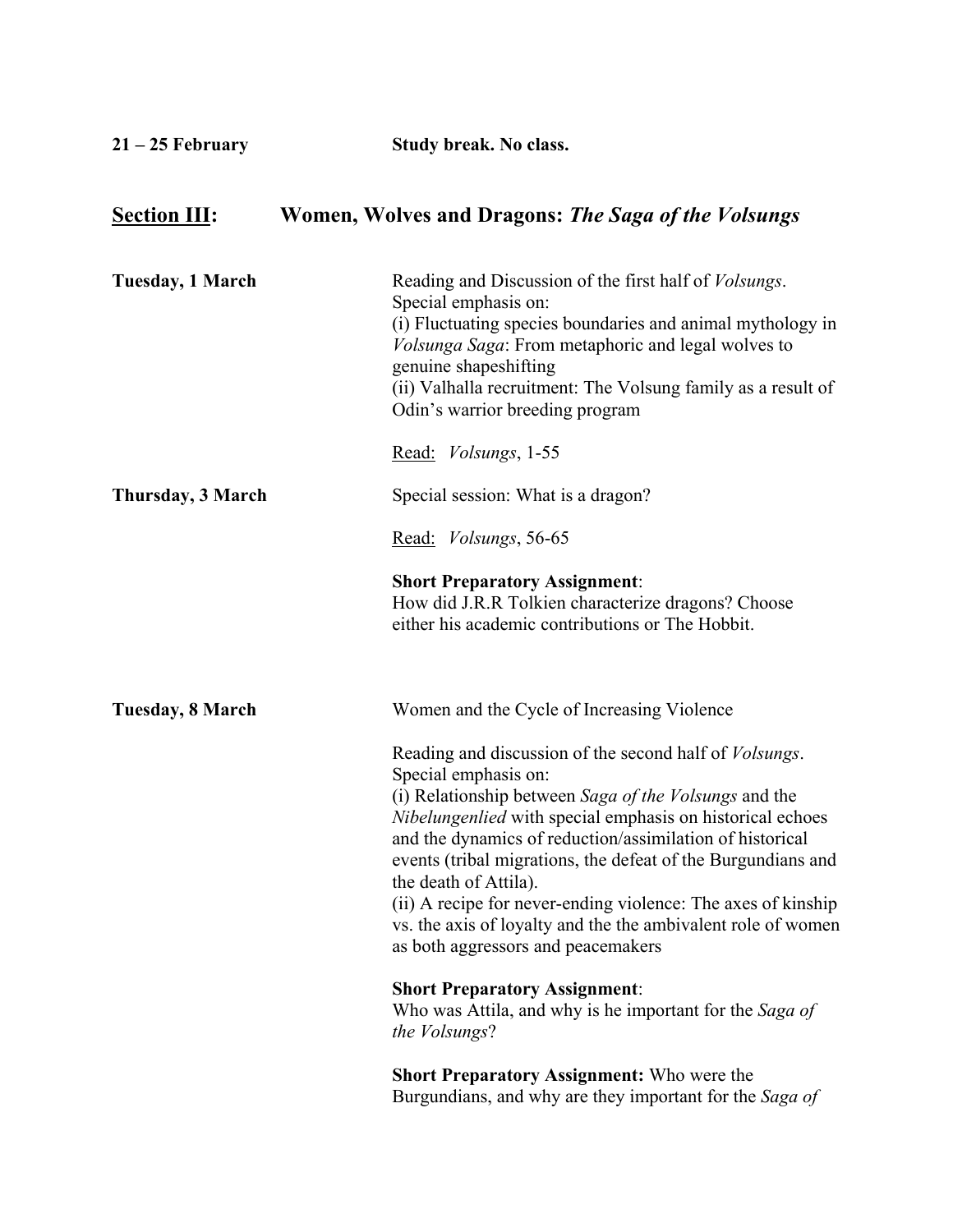**21 – 25 February** Study break. No class.

## Section III: Women, Wolves and Dragons: *The Saga of the Volsungs*

**Tuesday, 1 March**

Reading and Discussion of the first half of *Volsungs*.
Special emphasis on:
(i) Fluctuating species boundaries and animal mythology in *Volsunga Saga*: From metaphoric and legal wolves to genuine shapeshifting
(ii) Valhalla recruitment: The Volsung family as a result of Odin's warrior breeding program

Read: *Volsungs*, 1-55

**Thursday, 3 March**

Special session: What is a dragon?

Read: *Volsungs*, 56-65

**Short Preparatory Assignment**:
How did J.R.R Tolkien characterize dragons? Choose either his academic contributions or The Hobbit.

**Tuesday, 8 March**

Women and the Cycle of Increasing Violence

Reading and discussion of the second half of *Volsungs*.
Special emphasis on:
(i) Relationship between *Saga of the Volsungs* and the *Nibelungenlied* with special emphasis on historical echoes and the dynamics of reduction/assimilation of historical events (tribal migrations, the defeat of the Burgundians and the death of Attila).
(ii) A recipe for never-ending violence: The axes of kinship vs. the axis of loyalty and the the ambivalent role of women as both aggressors and peacemakers

**Short Preparatory Assignment**:
Who was Attila, and why is he important for the *Saga of the Volsungs*?

**Short Preparatory Assignment:** Who were the Burgundians, and why are they important for the *Saga of*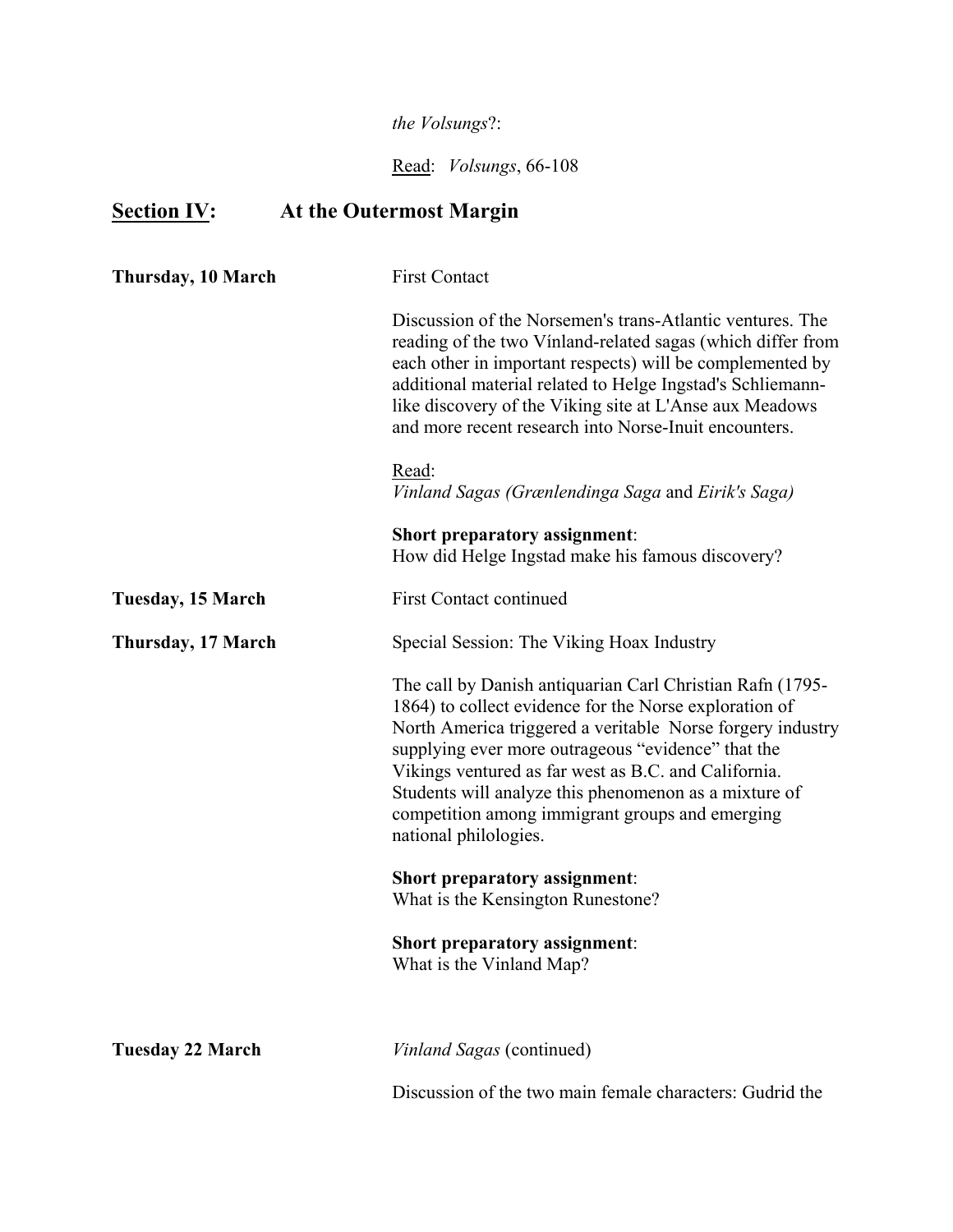*the Volsungs*?:

Read: *Volsungs*, 66-108

## Section IV: At the Outermost Margin

**Thursday, 10 March**

First Contact

Discussion of the Norsemen's trans-Atlantic ventures. The reading of the two Vínland-related sagas (which differ from each other in important respects) will be complemented by additional material related to Helge Ingstad's Schliemann-like discovery of the Viking site at L'Anse aux Meadows and more recent research into Norse-Inuit encounters.

Read:
*Vinland Sagas (Grœnlendinga Saga* and *Eirik's Saga)*

**Short preparatory assignment**:
How did Helge Ingstad make his famous discovery?

**Tuesday, 15 March**

First Contact continued

**Thursday, 17 March**

Special Session: The Viking Hoax Industry

The call by Danish antiquarian Carl Christian Rafn (1795-1864) to collect evidence for the Norse exploration of North America triggered a veritable Norse forgery industry supplying ever more outrageous "evidence" that the Vikings ventured as far west as B.C. and California. Students will analyze this phenomenon as a mixture of competition among immigrant groups and emerging national philologies.

**Short preparatory assignment**:
What is the Kensington Runestone?

**Short preparatory assignment**:
What is the Vinland Map?

**Tuesday 22 March**

*Vinland Sagas* (continued)

Discussion of the two main female characters: Gudrid the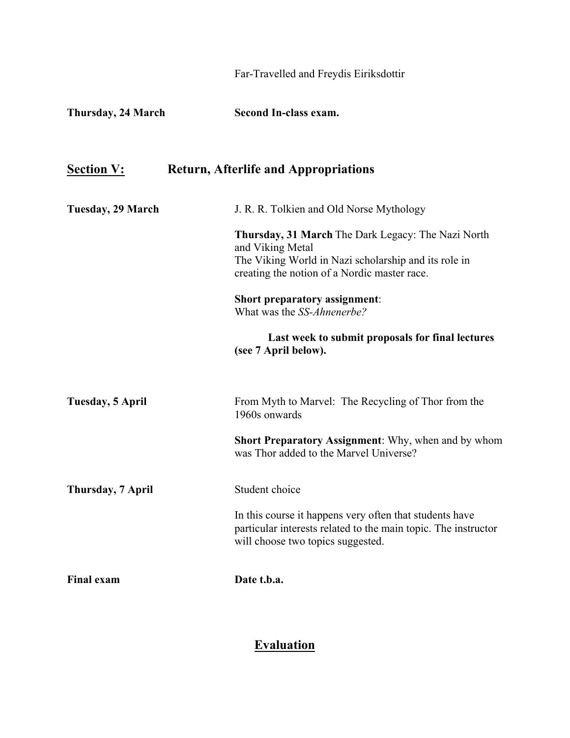Far-Travelled and Freydis Eiriksdottir

**Thursday, 24 March** **Second In-class exam.**

## Section V: Return, Afterlife and Appropriations

**Tuesday, 29 March** J. R. R. Tolkien and Old Norse Mythology

**Thursday, 31 March** The Dark Legacy: The Nazi North and Viking Metal
The Viking World in Nazi scholarship and its role in creating the notion of a Nordic master race.

**Short preparatory assignment**:
What was the *SS-Ahnenerbe?*

**Last week to submit proposals for final lectures (see 7 April below).**

**Tuesday, 5 April** From Myth to Marvel: The Recycling of Thor from the 1960s onwards

**Short Preparatory Assignment**: Why, when and by whom was Thor added to the Marvel Universe?

**Thursday, 7 April** Student choice

In this course it happens very often that students have particular interests related to the main topic. The instructor will choose two topics suggested.

**Final exam** **Date t.b.a.**

## Evaluation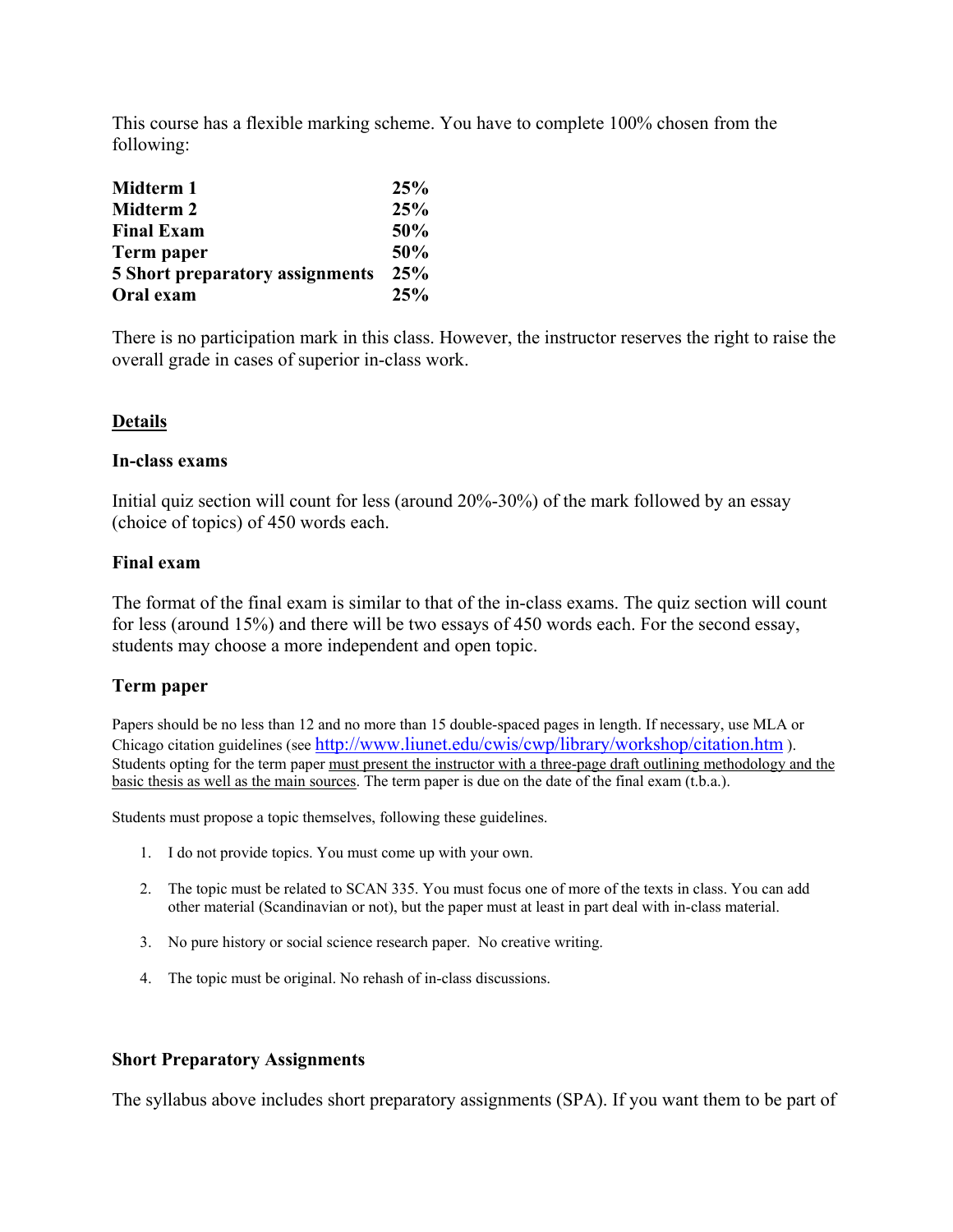This course has a flexible marking scheme. You have to complete 100% chosen from the following:

| | |
|---|---|
| **Midterm 1** | **25%** |
| **Midterm 2** | **25%** |
| **Final Exam** | **50%** |
| **Term paper** | **50%** |
| **5 Short preparatory assignments** | **25%** |
| **Oral exam** | **25%** |

There is no participation mark in this class. However, the instructor reserves the right to raise the overall grade in cases of superior in-class work.

## Details

### In-class exams

Initial quiz section will count for less (around 20%-30%) of the mark followed by an essay (choice of topics) of 450 words each.

### Final exam

The format of the final exam is similar to that of the in-class exams. The quiz section will count for less (around 15%) and there will be two essays of 450 words each. For the second essay, students may choose a more independent and open topic.

### Term paper

Papers should be no less than 12 and no more than 15 double-spaced pages in length. If necessary, use MLA or Chicago citation guidelines (see http://www.liunet.edu/cwis/cwp/library/workshop/citation.htm ). Students opting for the term paper must present the instructor with a three-page draft outlining methodology and the basic thesis as well as the main sources. The term paper is due on the date of the final exam (t.b.a.).

Students must propose a topic themselves, following these guidelines.

1. I do not provide topics. You must come up with your own.
2. The topic must be related to SCAN 335. You must focus one of more of the texts in class. You can add other material (Scandinavian or not), but the paper must at least in part deal with in-class material.
3. No pure history or social science research paper. No creative writing.
4. The topic must be original. No rehash of in-class discussions.

### Short Preparatory Assignments

The syllabus above includes short preparatory assignments (SPA). If you want them to be part of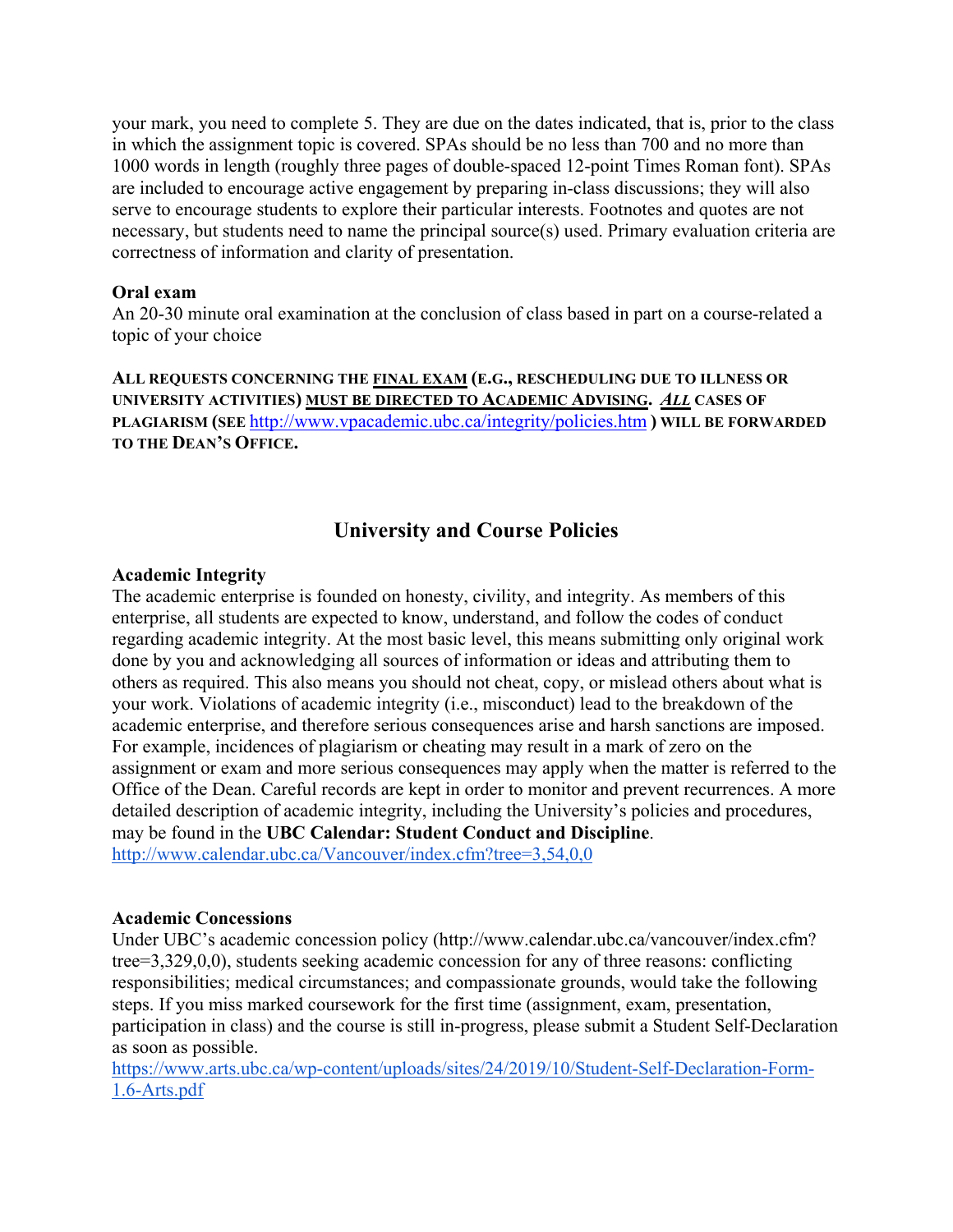your mark, you need to complete 5. They are due on the dates indicated, that is, prior to the class in which the assignment topic is covered. SPAs should be no less than 700 and no more than 1000 words in length (roughly three pages of double-spaced 12-point Times Roman font). SPAs are included to encourage active engagement by preparing in-class discussions; they will also serve to encourage students to explore their particular interests. Footnotes and quotes are not necessary, but students need to name the principal source(s) used. Primary evaluation criteria are correctness of information and clarity of presentation.

**Oral exam**
An 20-30 minute oral examination at the conclusion of class based in part on a course-related a topic of your choice

**ALL REQUESTS CONCERNING THE FINAL EXAM (E.G., RESCHEDULING DUE TO ILLNESS OR UNIVERSITY ACTIVITIES) MUST BE DIRECTED TO ACADEMIC ADVISING. *ALL* CASES OF PLAGIARISM (SEE http://www.vpacademic.ubc.ca/integrity/policies.htm ) WILL BE FORWARDED TO THE DEAN'S OFFICE.**

## University and Course Policies

**Academic Integrity**
The academic enterprise is founded on honesty, civility, and integrity. As members of this enterprise, all students are expected to know, understand, and follow the codes of conduct regarding academic integrity. At the most basic level, this means submitting only original work done by you and acknowledging all sources of information or ideas and attributing them to others as required. This also means you should not cheat, copy, or mislead others about what is your work. Violations of academic integrity (i.e., misconduct) lead to the breakdown of the academic enterprise, and therefore serious consequences arise and harsh sanctions are imposed. For example, incidences of plagiarism or cheating may result in a mark of zero on the assignment or exam and more serious consequences may apply when the matter is referred to the Office of the Dean. Careful records are kept in order to monitor and prevent recurrences. A more detailed description of academic integrity, including the University's policies and procedures, may be found in the **UBC Calendar: Student Conduct and Discipline**.
http://www.calendar.ubc.ca/Vancouver/index.cfm?tree=3,54,0,0

**Academic Concessions**
Under UBC's academic concession policy (http://www.calendar.ubc.ca/vancouver/index.cfm?tree=3,329,0,0), students seeking academic concession for any of three reasons: conflicting responsibilities; medical circumstances; and compassionate grounds, would take the following steps. If you miss marked coursework for the first time (assignment, exam, presentation, participation in class) and the course is still in-progress, please submit a Student Self-Declaration as soon as possible.
https://www.arts.ubc.ca/wp-content/uploads/sites/24/2019/10/Student-Self-Declaration-Form-1.6-Arts.pdf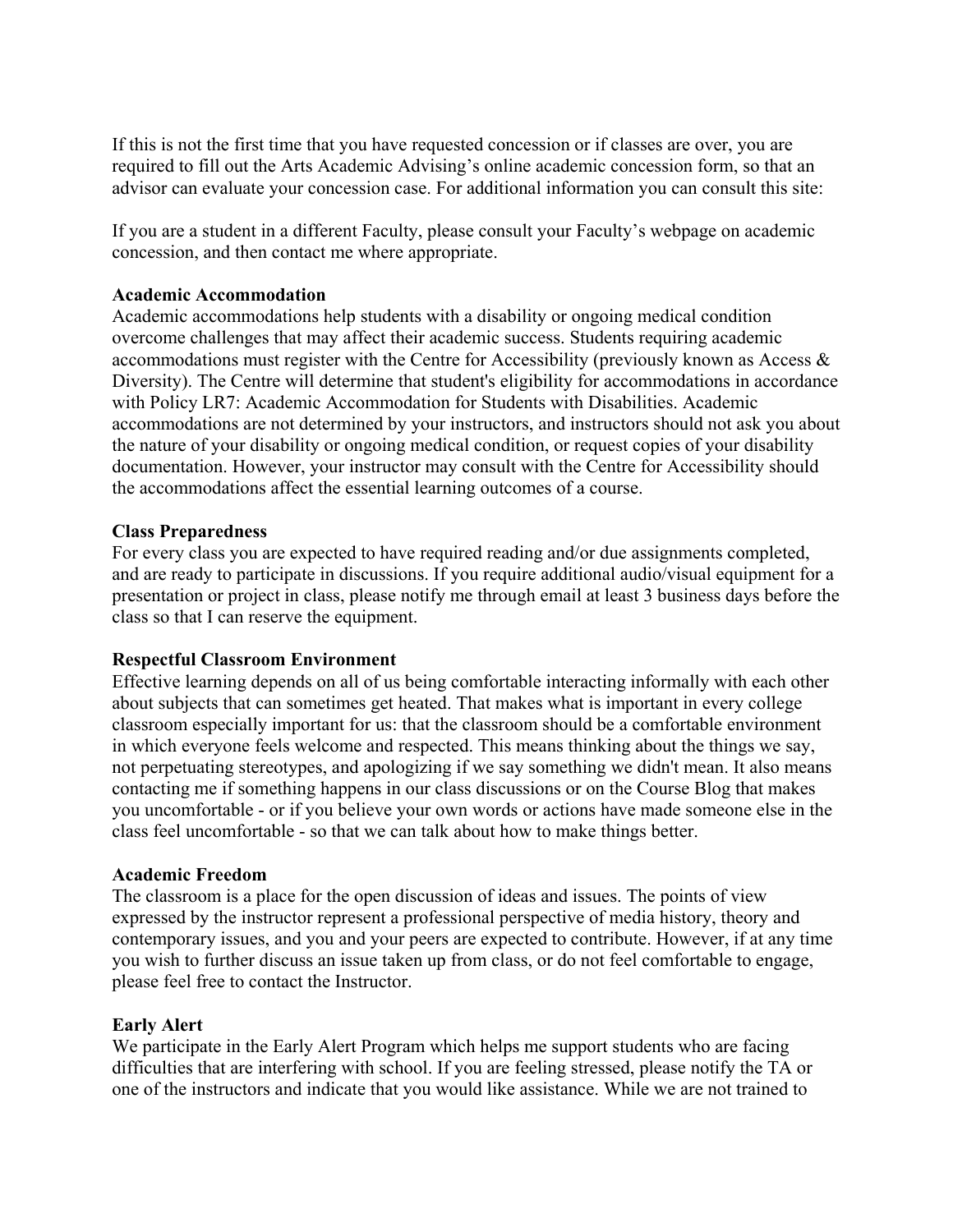If this is not the first time that you have requested concession or if classes are over, you are required to fill out the Arts Academic Advising's online academic concession form, so that an advisor can evaluate your concession case. For additional information you can consult this site:

If you are a student in a different Faculty, please consult your Faculty's webpage on academic concession, and then contact me where appropriate.

**Academic Accommodation**
Academic accommodations help students with a disability or ongoing medical condition overcome challenges that may affect their academic success. Students requiring academic accommodations must register with the Centre for Accessibility (previously known as Access & Diversity). The Centre will determine that student's eligibility for accommodations in accordance with Policy LR7: Academic Accommodation for Students with Disabilities. Academic accommodations are not determined by your instructors, and instructors should not ask you about the nature of your disability or ongoing medical condition, or request copies of your disability documentation. However, your instructor may consult with the Centre for Accessibility should the accommodations affect the essential learning outcomes of a course.

**Class Preparedness**
For every class you are expected to have required reading and/or due assignments completed, and are ready to participate in discussions. If you require additional audio/visual equipment for a presentation or project in class, please notify me through email at least 3 business days before the class so that I can reserve the equipment.

**Respectful Classroom Environment**
Effective learning depends on all of us being comfortable interacting informally with each other about subjects that can sometimes get heated. That makes what is important in every college classroom especially important for us: that the classroom should be a comfortable environment in which everyone feels welcome and respected. This means thinking about the things we say, not perpetuating stereotypes, and apologizing if we say something we didn't mean. It also means contacting me if something happens in our class discussions or on the Course Blog that makes you uncomfortable - or if you believe your own words or actions have made someone else in the class feel uncomfortable - so that we can talk about how to make things better.

**Academic Freedom**
The classroom is a place for the open discussion of ideas and issues. The points of view expressed by the instructor represent a professional perspective of media history, theory and contemporary issues, and you and your peers are expected to contribute. However, if at any time you wish to further discuss an issue taken up from class, or do not feel comfortable to engage, please feel free to contact the Instructor.

**Early Alert**
We participate in the Early Alert Program which helps me support students who are facing difficulties that are interfering with school. If you are feeling stressed, please notify the TA or one of the instructors and indicate that you would like assistance. While we are not trained to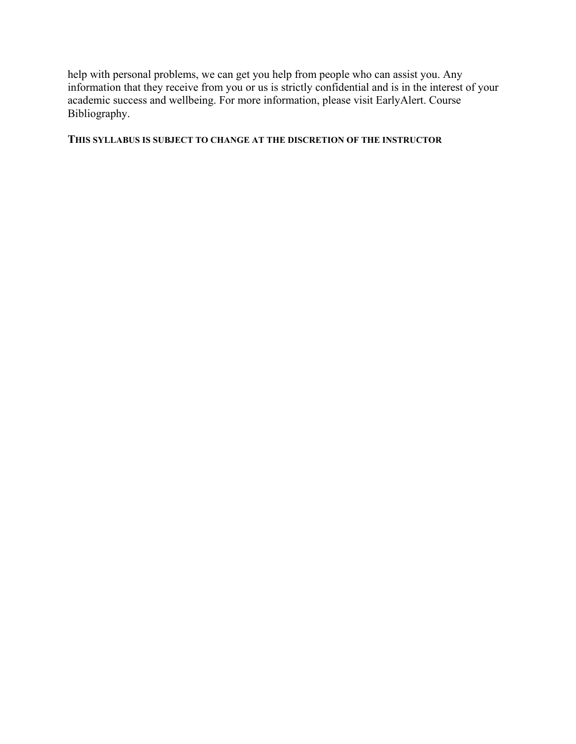help with personal problems, we can get you help from people who can assist you. Any information that they receive from you or us is strictly confidential and is in the interest of your academic success and wellbeing. For more information, please visit EarlyAlert. Course Bibliography.

**THIS SYLLABUS IS SUBJECT TO CHANGE AT THE DISCRETION OF THE INSTRUCTOR**